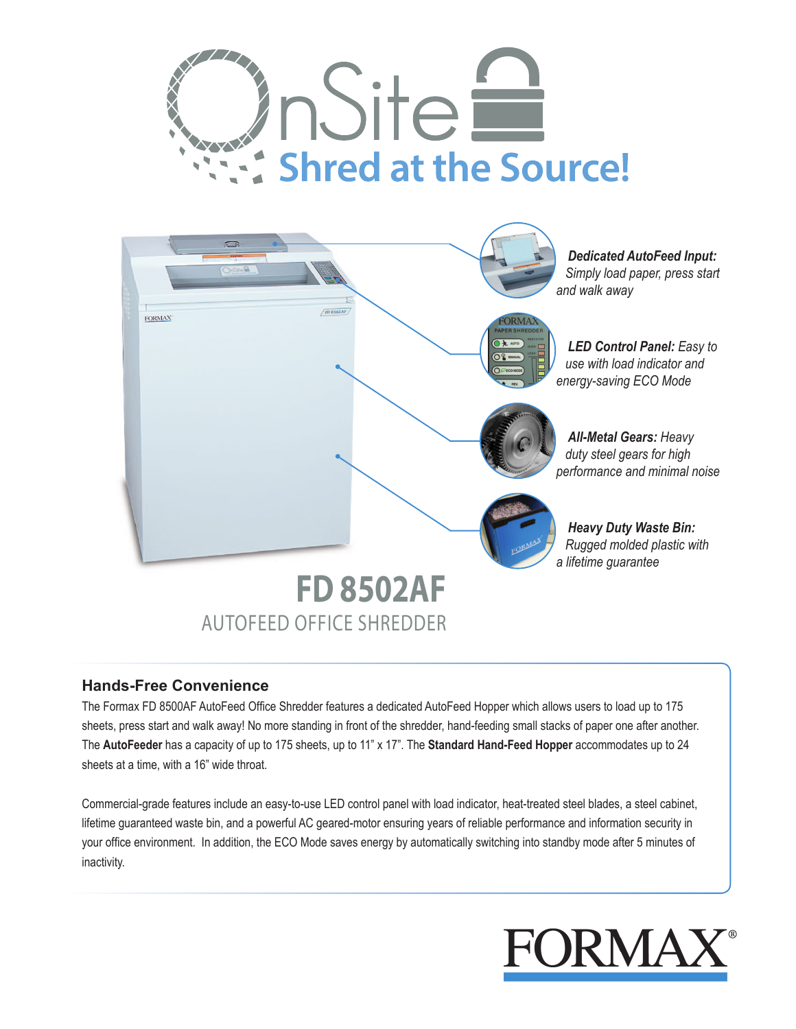# OnSite

## Shred at the Source!

***Dedicated AutoFeed Input:*** *Simply load paper, press start and walk away*

***LED Control Panel:*** *Easy to use with load indicator and energy-saving ECO Mode*

***All-Metal Gears:*** *Heavy duty steel gears for high performance and minimal noise*

***Heavy Duty Waste Bin:*** *Rugged molded plastic with a lifetime guarantee*

# FD 8502AF

AUTOFEED OFFICE SHREDDER

## Hands-Free Convenience

The Formax FD 8500AF AutoFeed Office Shredder features a dedicated AutoFeed Hopper which allows users to load up to 175 sheets, press start and walk away! No more standing in front of the shredder, hand-feeding small stacks of paper one after another. The **AutoFeeder** has a capacity of up to 175 sheets, up to 11" x 17". The **Standard Hand-Feed Hopper** accommodates up to 24 sheets at a time, with a 16" wide throat.

Commercial-grade features include an easy-to-use LED control panel with load indicator, heat-treated steel blades, a steel cabinet, lifetime guaranteed waste bin, and a powerful AC geared-motor ensuring years of reliable performance and information security in your office environment. In addition, the ECO Mode saves energy by automatically switching into standby mode after 5 minutes of inactivity.

FORMAX®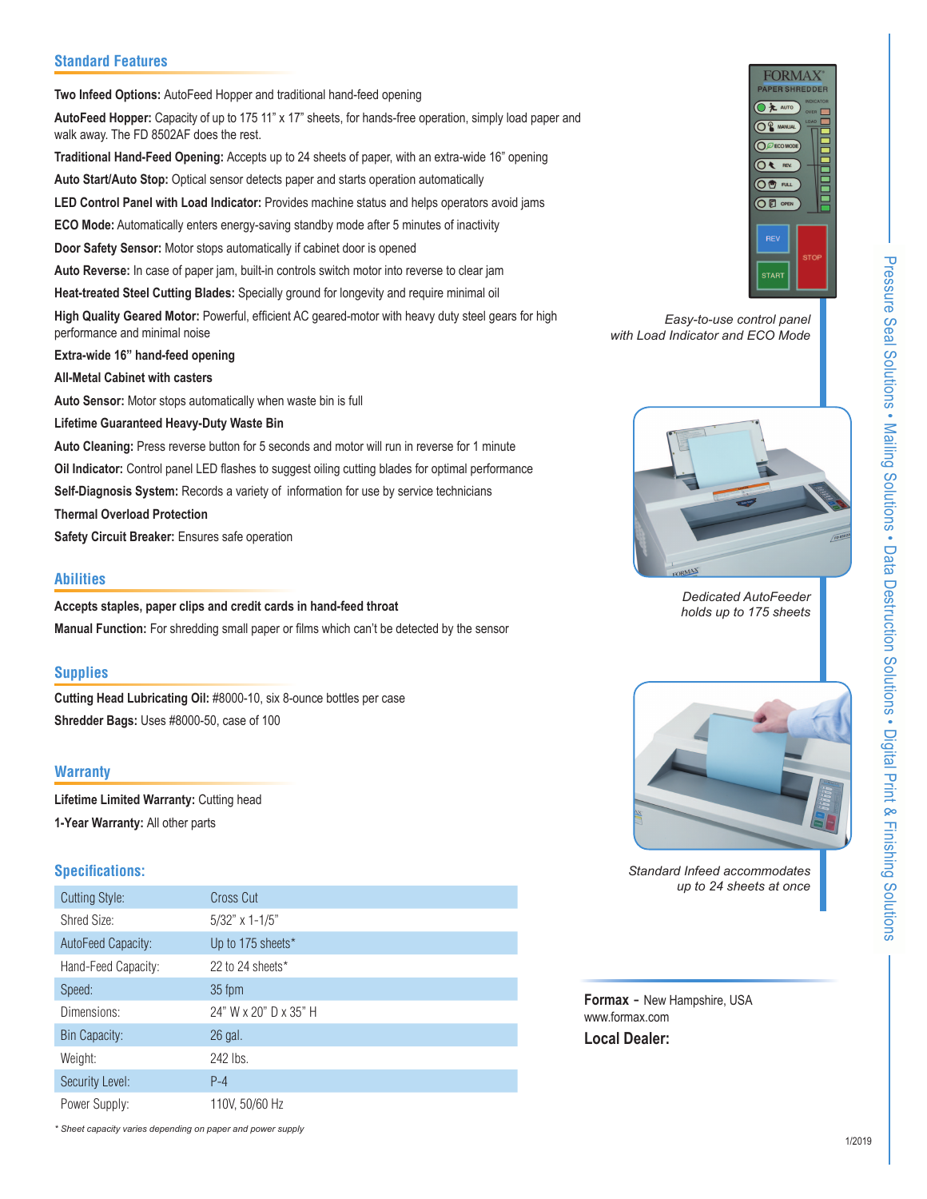## Standard Features

**Two Infeed Options:** AutoFeed Hopper and traditional hand-feed opening

**AutoFeed Hopper:** Capacity of up to 175 11" x 17" sheets, for hands-free operation, simply load paper and walk away. The FD 8502AF does the rest.

**Traditional Hand-Feed Opening:** Accepts up to 24 sheets of paper, with an extra-wide 16" opening

**Auto Start/Auto Stop:** Optical sensor detects paper and starts operation automatically

**LED Control Panel with Load Indicator:** Provides machine status and helps operators avoid jams

**ECO Mode:** Automatically enters energy-saving standby mode after 5 minutes of inactivity

**Door Safety Sensor:** Motor stops automatically if cabinet door is opened

**Auto Reverse:** In case of paper jam, built-in controls switch motor into reverse to clear jam

**Heat-treated Steel Cutting Blades:** Specially ground for longevity and require minimal oil

**High Quality Geared Motor:** Powerful, efficient AC geared-motor with heavy duty steel gears for high performance and minimal noise

**Extra-wide 16" hand-feed opening**

**All-Metal Cabinet with casters**

**Auto Sensor:** Motor stops automatically when waste bin is full

**Lifetime Guaranteed Heavy-Duty Waste Bin**

**Auto Cleaning:** Press reverse button for 5 seconds and motor will run in reverse for 1 minute

**Oil Indicator:** Control panel LED flashes to suggest oiling cutting blades for optimal performance

**Self-Diagnosis System:** Records a variety of information for use by service technicians

**Thermal Overload Protection**

**Safety Circuit Breaker:** Ensures safe operation

## Abilities

**Accepts staples, paper clips and credit cards in hand-feed throat**

**Manual Function:** For shredding small paper or films which can't be detected by the sensor

## Supplies

**Cutting Head Lubricating Oil:** #8000-10, six 8-ounce bottles per case

**Shredder Bags:** Uses #8000-50, case of 100

## Warranty

**Lifetime Limited Warranty:** Cutting head

**1-Year Warranty:** All other parts

## Specifications:

| | |
|---|---|
| Cutting Style: | Cross Cut |
| Shred Size: | 5/32" x 1-1/5" |
| AutoFeed Capacity: | Up to 175 sheets* |
| Hand-Feed Capacity: | 22 to 24 sheets* |
| Speed: | 35 fpm |
| Dimensions: | 24" W x 20" D x 35" H |
| Bin Capacity: | 26 gal. |
| Weight: | 242 lbs. |
| Security Level: | P-4 |
| Power Supply: | 110V, 50/60 Hz |

*\* Sheet capacity varies depending on paper and power supply*

*Easy-to-use control panel with Load Indicator and ECO Mode*

*Dedicated AutoFeeder holds up to 175 sheets*

*Standard Infeed accommodates up to 24 sheets at once*

Pressure Seal Solutions • Mailing Solutions • Data Destruction Solutions • Digital Print & Finishing Solutions

**Formax** - New Hampshire, USA
www.formax.com

**Local Dealer:**

1/2019